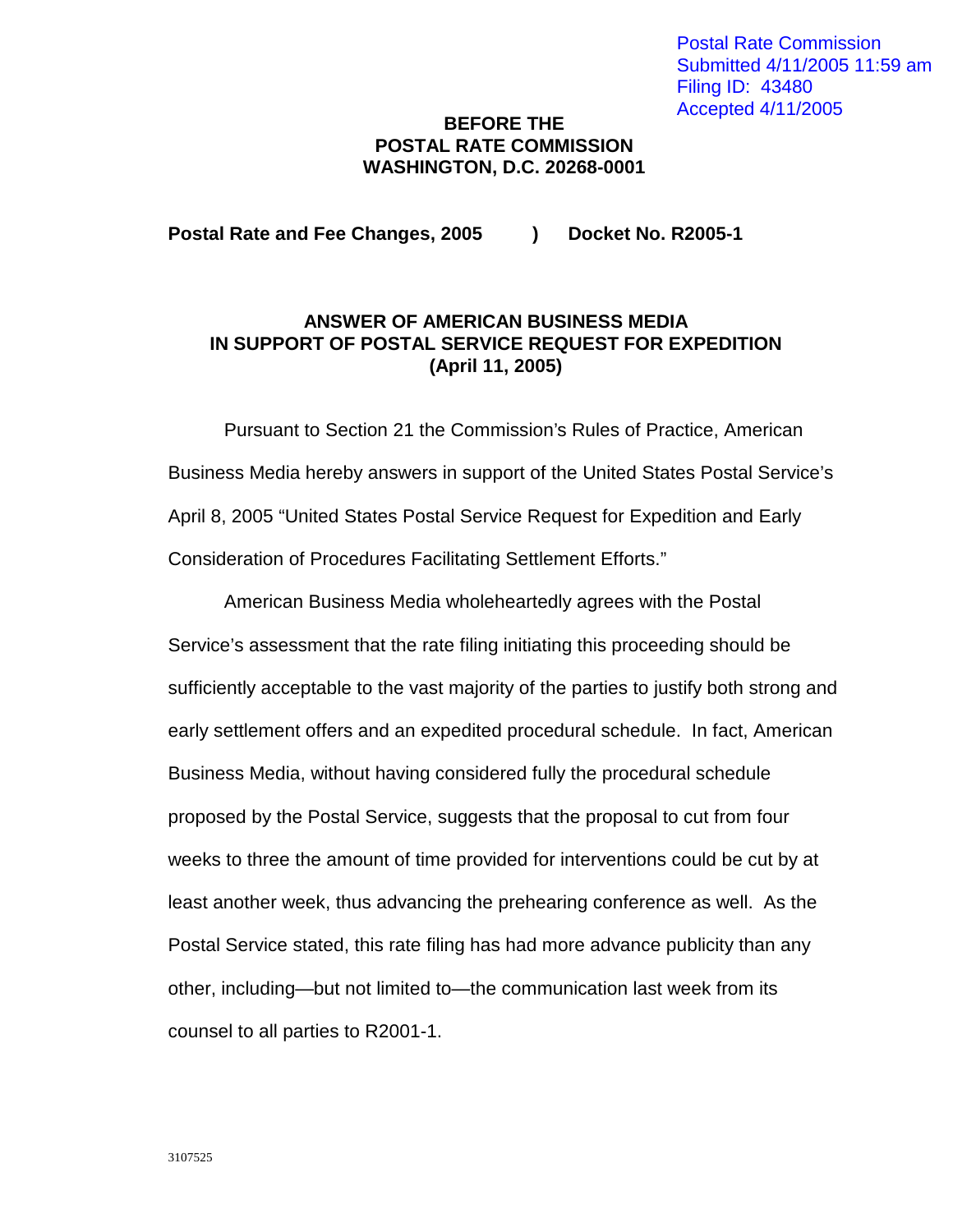Postal Rate Commission
Submitted 4/11/2005 11:59 am
Filing ID: 43480
Accepted 4/11/2005

**BEFORE THE**
**POSTAL RATE COMMISSION**
**WASHINGTON, D.C. 20268-0001**

**Postal Rate and Fee Changes, 2005 ) Docket No. R2005-1**

**ANSWER OF AMERICAN BUSINESS MEDIA**
**IN SUPPORT OF POSTAL SERVICE REQUEST FOR EXPEDITION**
**(April 11, 2005)**

Pursuant to Section 21 the Commission's Rules of Practice, American Business Media hereby answers in support of the United States Postal Service's April 8, 2005 "United States Postal Service Request for Expedition and Early Consideration of Procedures Facilitating Settlement Efforts."

American Business Media wholeheartedly agrees with the Postal Service's assessment that the rate filing initiating this proceeding should be sufficiently acceptable to the vast majority of the parties to justify both strong and early settlement offers and an expedited procedural schedule. In fact, American Business Media, without having considered fully the procedural schedule proposed by the Postal Service, suggests that the proposal to cut from four weeks to three the amount of time provided for interventions could be cut by at least another week, thus advancing the prehearing conference as well. As the Postal Service stated, this rate filing has had more advance publicity than any other, including—but not limited to—the communication last week from its counsel to all parties to R2001-1.

3107525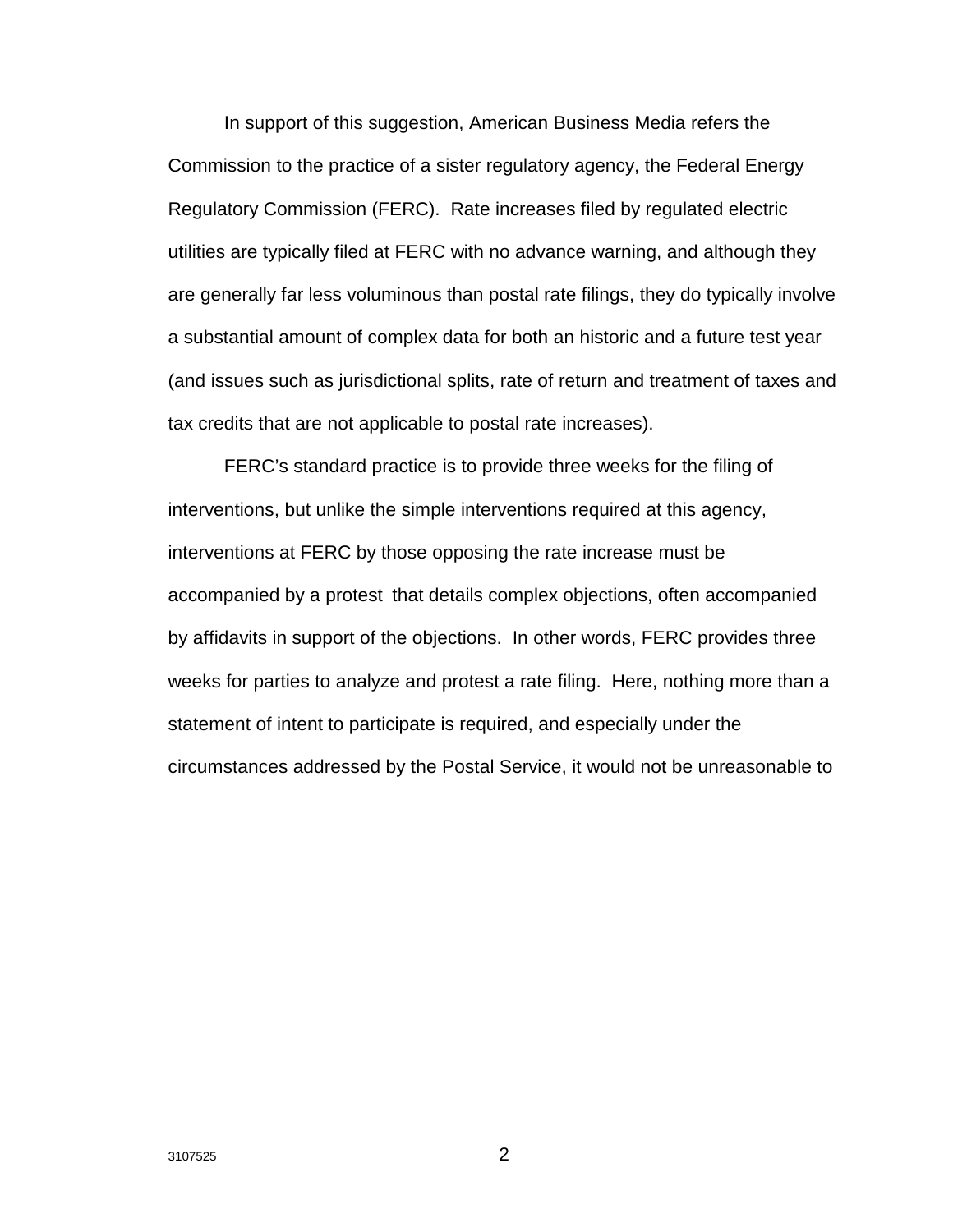In support of this suggestion, American Business Media refers the Commission to the practice of a sister regulatory agency, the Federal Energy Regulatory Commission (FERC). Rate increases filed by regulated electric utilities are typically filed at FERC with no advance warning, and although they are generally far less voluminous than postal rate filings, they do typically involve a substantial amount of complex data for both an historic and a future test year (and issues such as jurisdictional splits, rate of return and treatment of taxes and tax credits that are not applicable to postal rate increases).

FERC's standard practice is to provide three weeks for the filing of interventions, but unlike the simple interventions required at this agency, interventions at FERC by those opposing the rate increase must be accompanied by a protest that details complex objections, often accompanied by affidavits in support of the objections. In other words, FERC provides three weeks for parties to analyze and protest a rate filing. Here, nothing more than a statement of intent to participate is required, and especially under the circumstances addressed by the Postal Service, it would not be unreasonable to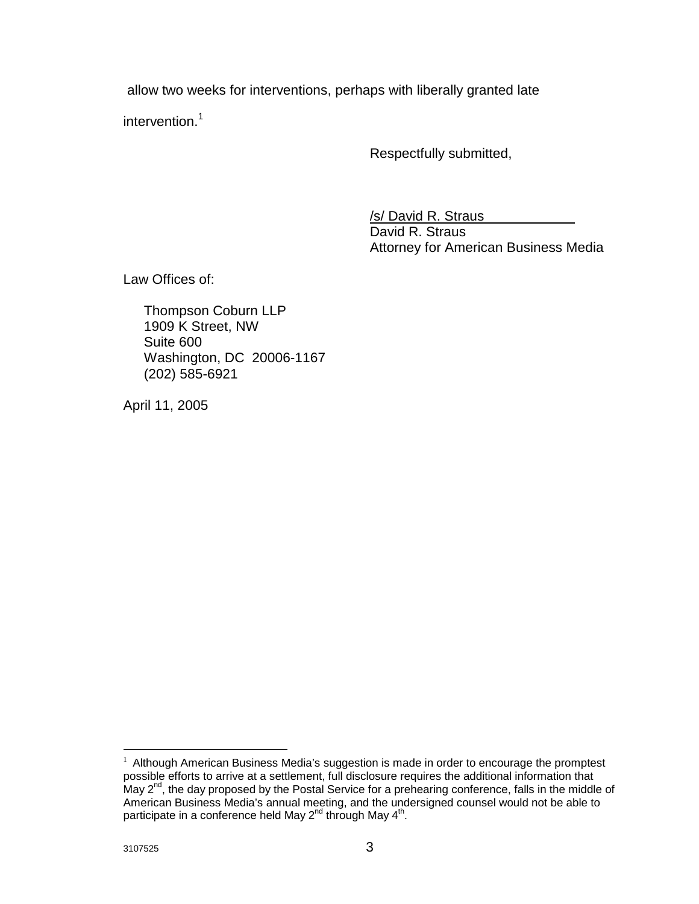allow two weeks for interventions, perhaps with liberally granted late intervention.[1]

Respectfully submitted,

/s/ David R. Straus
David R. Straus
Attorney for American Business Media

Law Offices of:

Thompson Coburn LLP
1909 K Street, NW
Suite 600
Washington, DC 20006-1167
(202) 585-6921

April 11, 2005

[1] Although American Business Media's suggestion is made in order to encourage the promptest possible efforts to arrive at a settlement, full disclosure requires the additional information that May 2nd, the day proposed by the Postal Service for a prehearing conference, falls in the middle of American Business Media's annual meeting, and the undersigned counsel would not be able to participate in a conference held May 2nd through May 4th.

3107525